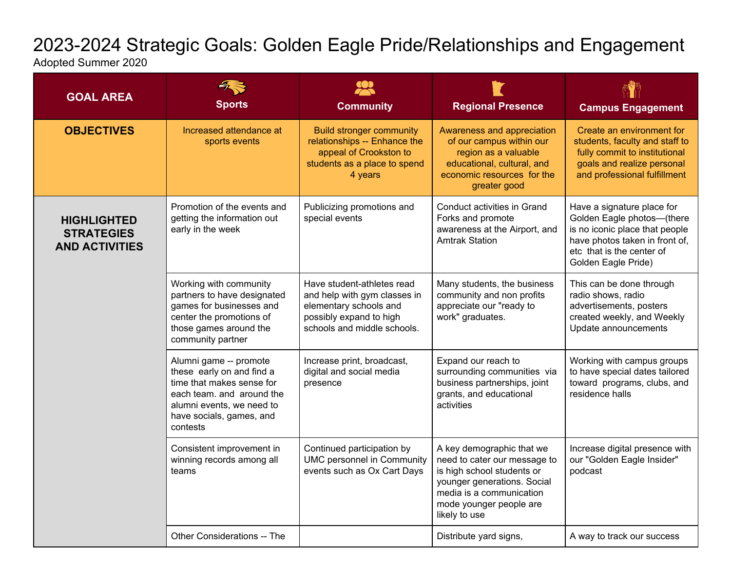# 2023-2024 Strategic Goals: Golden Eagle Pride/Relationships and Engagement

Adopted Summer 2020

| GOAL AREA | Sports | Community | Regional Presence | Campus Engagement |
|---|---|---|---|---|
| **OBJECTIVES** | Increased attendance at sports events | Build stronger community relationships -- Enhance the appeal of Crookston to students as a place to spend 4 years | Awareness and appreciation of our campus within our region as a valuable educational, cultural, and economic resources for the greater good | Create an environment for students, faculty and staff to fully commit to institutional goals and realize personal and professional fulfillment |
| **HIGHLIGHTED STRATEGIES AND ACTIVITIES** | Promotion of the events and getting the information out early in the week | Publicizing promotions and special events | Conduct activities in Grand Forks and promote awareness at the Airport, and Amtrak Station | Have a signature place for Golden Eagle photos—(there is no iconic place that people have photos taken in front of, etc that is the center of Golden Eagle Pride) |
| | Working with community partners to have designated games for businesses and center the promotions of those games around the community partner | Have student-athletes read and help with gym classes in elementary schools and possibly expand to high schools and middle schools. | Many students, the business community and non profits appreciate our "ready to work" graduates. | This can be done through radio shows, radio advertisements, posters created weekly, and Weekly Update announcements |
| | Alumni game -- promote these early on and find a time that makes sense for each team. and around the alumni events, we need to have socials, games, and contests | Increase print, broadcast, digital and social media presence | Expand our reach to surrounding communities via business partnerships, joint grants, and educational activities | Working with campus groups to have special dates tailored toward programs, clubs, and residence halls |
| | Consistent improvement in winning records among all teams | Continued participation by UMC personnel in Community events such as Ox Cart Days | A key demographic that we need to cater our message to is high school students or younger generations. Social media is a communication mode younger people are likely to use | Increase digital presence with our "Golden Eagle Insider" podcast |
| | Other Considerations -- The | | Distribute yard signs, | A way to track our success |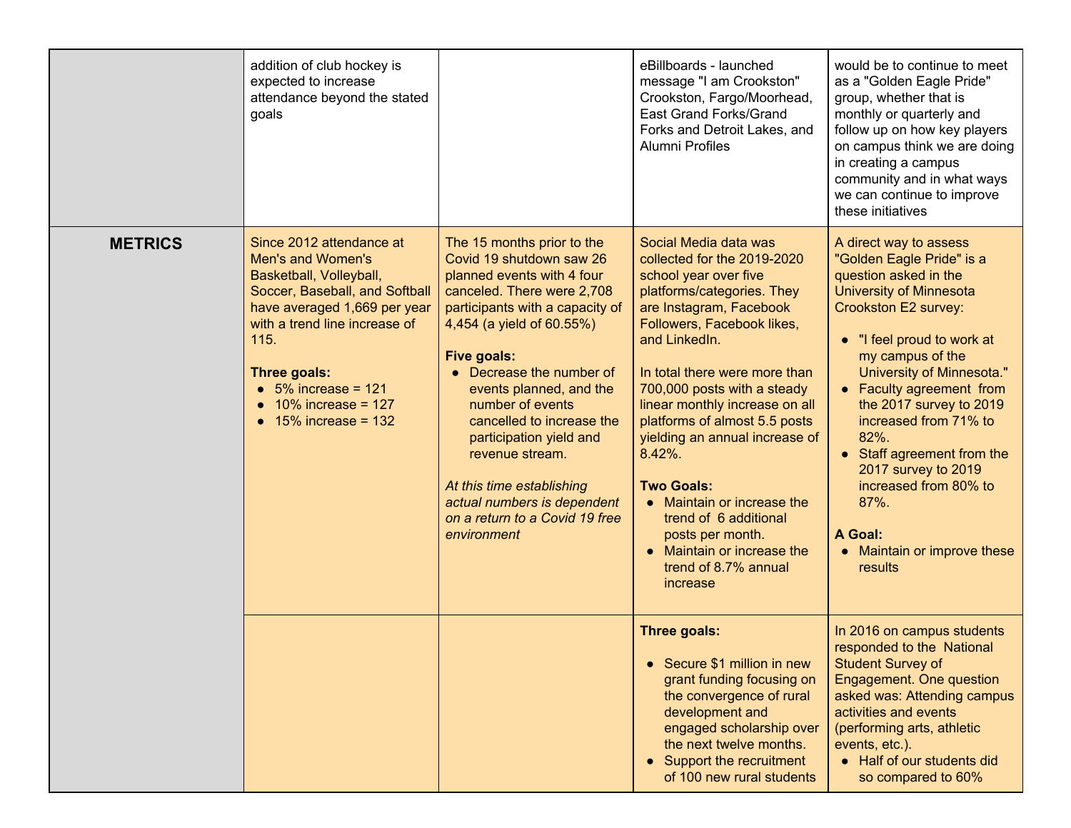| | | | | |
|---|---|---|---|---|
| | addition of club hockey is expected to increase attendance beyond the stated goals | | eBillboards - launched message "I am Crookston" Crookston, Fargo/Moorhead, East Grand Forks/Grand Forks and Detroit Lakes, and Alumni Profiles | would be to continue to meet as a "Golden Eagle Pride" group, whether that is monthly or quarterly and follow up on how key players on campus think we are doing in creating a campus community and in what ways we can continue to improve these initiatives |
| **METRICS** | Since 2012 attendance at Men's and Women's Basketball, Volleyball, Soccer, Baseball, and Softball have averaged 1,669 per year with a trend line increase of 115.<br><br>**Three goals:**<br>• 5% increase = 121<br>• 10% increase = 127<br>• 15% increase = 132 | The 15 months prior to the Covid 19 shutdown saw 26 planned events with 4 four canceled. There were 2,708 participants with a capacity of 4,454 (a yield of 60.55%)<br><br>**Five goals:**<br>• Decrease the number of events planned, and the number of events cancelled to increase the participation yield and revenue stream.<br><br>*At this time establishing actual numbers is dependent on a return to a Covid 19 free environment* | Social Media data was collected for the 2019-2020 school year over five platforms/categories. They are Instagram, Facebook Followers, Facebook likes, and LinkedIn.<br><br>In total there were more than 700,000 posts with a steady linear monthly increase on all platforms of almost 5.5 posts yielding an annual increase of 8.42%.<br><br>**Two Goals:**<br>• Maintain or increase the trend of 6 additional posts per month.<br>• Maintain or increase the trend of 8.7% annual increase | A direct way to assess "Golden Eagle Pride" is a question asked in the University of Minnesota Crookston E2 survey:<br><br>• "I feel proud to work at my campus of the University of Minnesota."<br>• Faculty agreement from the 2017 survey to 2019 increased from 71% to 82%.<br>• Staff agreement from the 2017 survey to 2019 increased from 80% to 87%.<br><br>**A Goal:**<br>• Maintain or improve these results |
| | | | **Three goals:**<br><br>• Secure $1 million in new grant funding focusing on the convergence of rural development and engaged scholarship over the next twelve months.<br>• Support the recruitment of 100 new rural students | In 2016 on campus students responded to the National Student Survey of Engagement. One question asked was: Attending campus activities and events (performing arts, athletic events, etc.).<br>• Half of our students did so compared to 60% |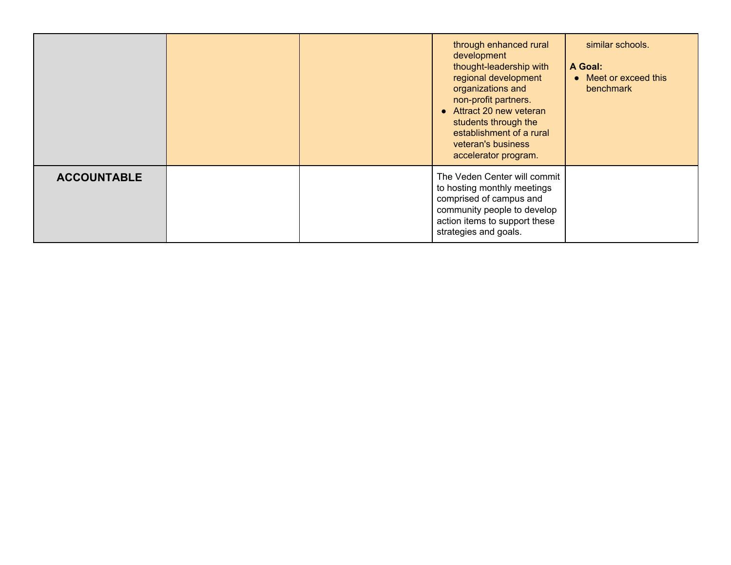| | | | | |
|---|---|---|---|---|
| | | | through enhanced rural development thought-leadership with regional development organizations and non-profit partners.<br>● Attract 20 new veteran students through the establishment of a rural veteran's business accelerator program. | similar schools.<br><br>**A Goal:**<br>● Meet or exceed this benchmark |
| **ACCOUNTABLE** | | | The Veden Center will commit to hosting monthly meetings comprised of campus and community people to develop action items to support these strategies and goals. | |